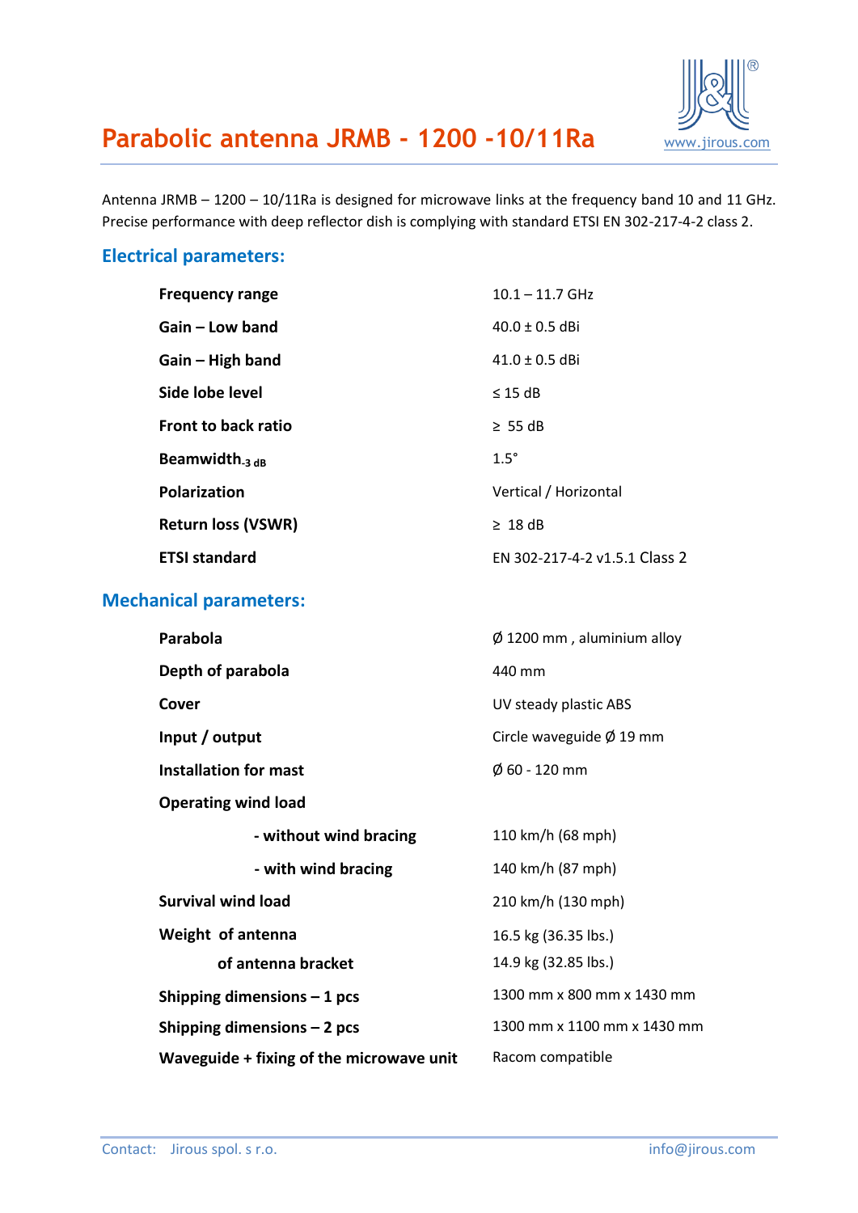# Parabolic antenna JRMB - 1200 -10/11Ra

www.jirous.com

Antenna JRMB – 1200 – 10/11Ra is designed for microwave links at the frequency band 10 and 11 GHz. Precise performance with deep reflector dish is complying with standard ETSI EN 302-217-4-2 class 2.

## Electrical parameters:

| | |
|---|---|
| **Frequency range** | 10.1 – 11.7 GHz |
| **Gain – Low band** | 40.0 ± 0.5 dBi |
| **Gain – High band** | 41.0 ± 0.5 dBi |
| **Side lobe level** | ≤ 15 dB |
| **Front to back ratio** | ≥ 55 dB |
| **Beamwidth$_{-3\ dB}$** | 1.5° |
| **Polarization** | Vertical / Horizontal |
| **Return loss (VSWR)** | ≥ 18 dB |
| **ETSI standard** | EN 302-217-4-2 v1.5.1 Class 2 |

## Mechanical parameters:

| | |
|---|---|
| **Parabola** | Ø 1200 mm , aluminium alloy |
| **Depth of parabola** | 440 mm |
| **Cover** | UV steady plastic ABS |
| **Input / output** | Circle waveguide Ø 19 mm |
| **Installation for mast** | Ø 60 - 120 mm |
| **Operating wind load** | |
| **- without wind bracing** | 110 km/h (68 mph) |
| **- with wind bracing** | 140 km/h (87 mph) |
| **Survival wind load** | 210 km/h (130 mph) |
| **Weight of antenna** | 16.5 kg (36.35 lbs.) |
| **of antenna bracket** | 14.9 kg (32.85 lbs.) |
| **Shipping dimensions – 1 pcs** | 1300 mm x 800 mm x 1430 mm |
| **Shipping dimensions – 2 pcs** | 1300 mm x 1100 mm x 1430 mm |
| **Waveguide + fixing of the microwave unit** | Racom compatible |

Contact: Jirous spol. s r.o. info@jirous.com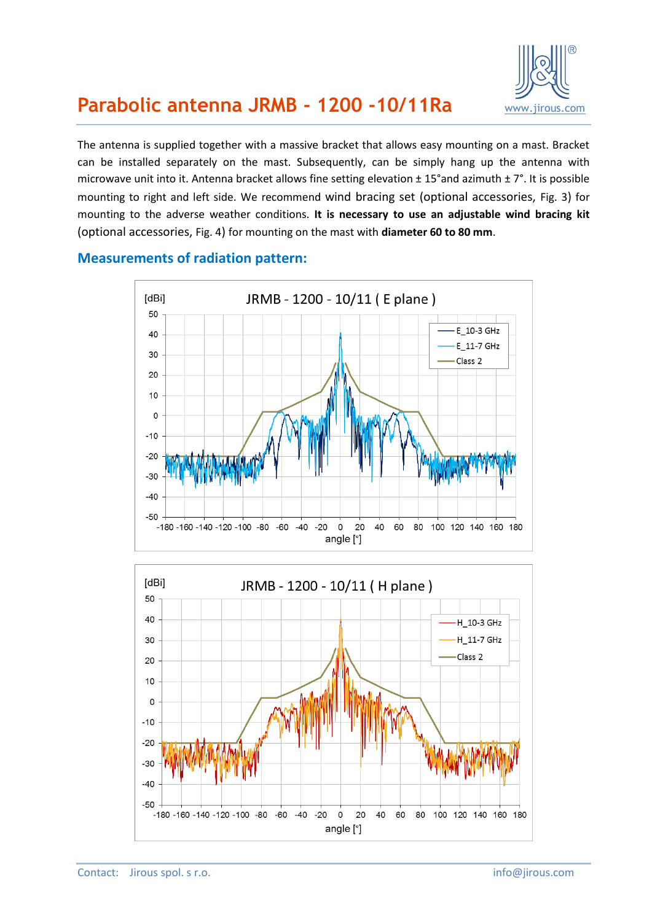# Parabolic antenna JRMB - 1200 -10/11Ra

The antenna is supplied together with a massive bracket that allows easy mounting on a mast. Bracket can be installed separately on the mast. Subsequently, can be simply hang up the antenna with microwave unit into it. Antenna bracket allows fine setting elevation ± 15°and azimuth ± 7°. It is possible mounting to right and left side. We recommend wind bracing set (optional accessories, Fig. 3) for mounting to the adverse weather conditions. **It is necessary to use an adjustable wind bracing kit** (optional accessories, Fig. 4) for mounting on the mast with **diameter 60 to 80 mm**.

## Measurements of radiation pattern: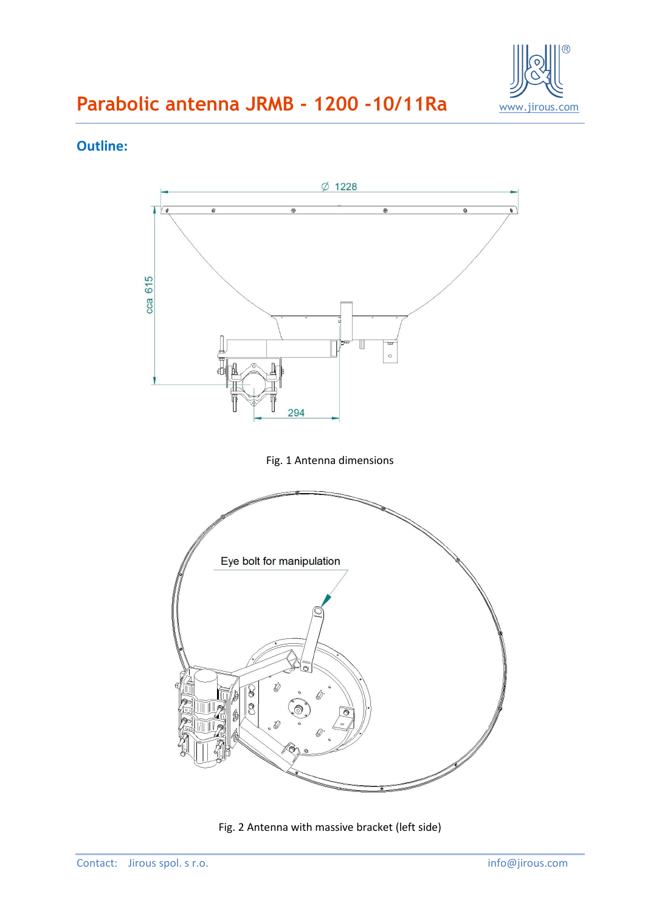# Parabolic antenna JRMB - 1200 -10/11Ra

## Outline:

Fig. 1 Antenna dimensions

Fig. 2 Antenna with massive bracket (left side)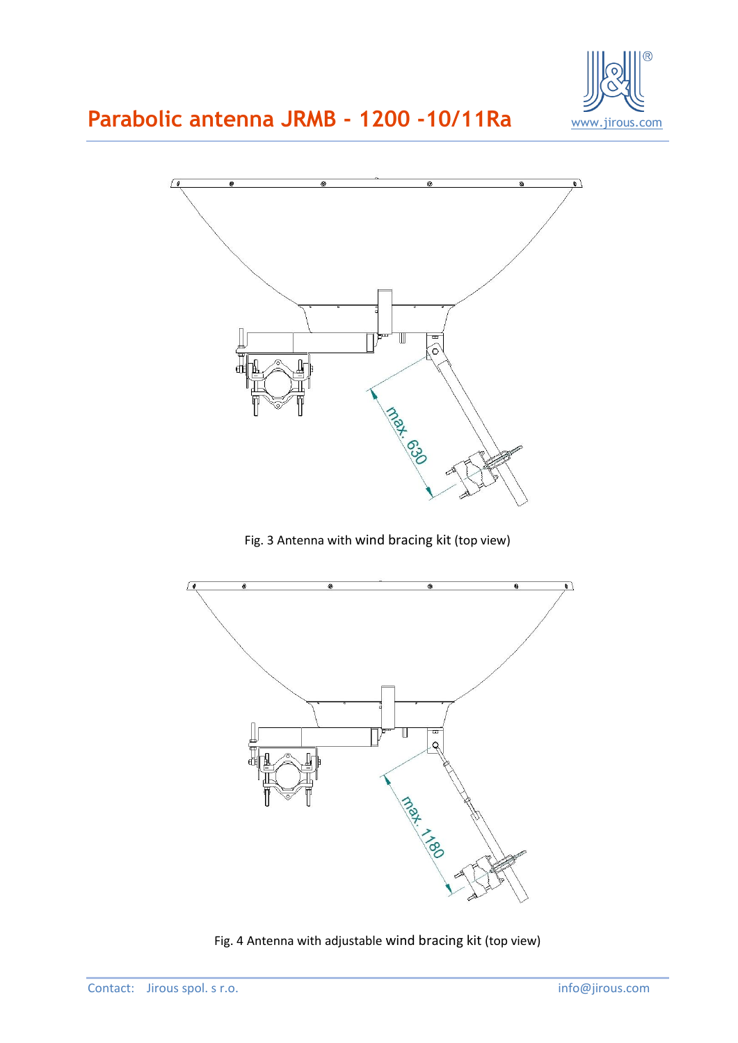max. 630

Fig. 3 Antenna with wind bracing kit (top view)

max. 1180

Fig. 4 Antenna with adjustable wind bracing kit (top view)